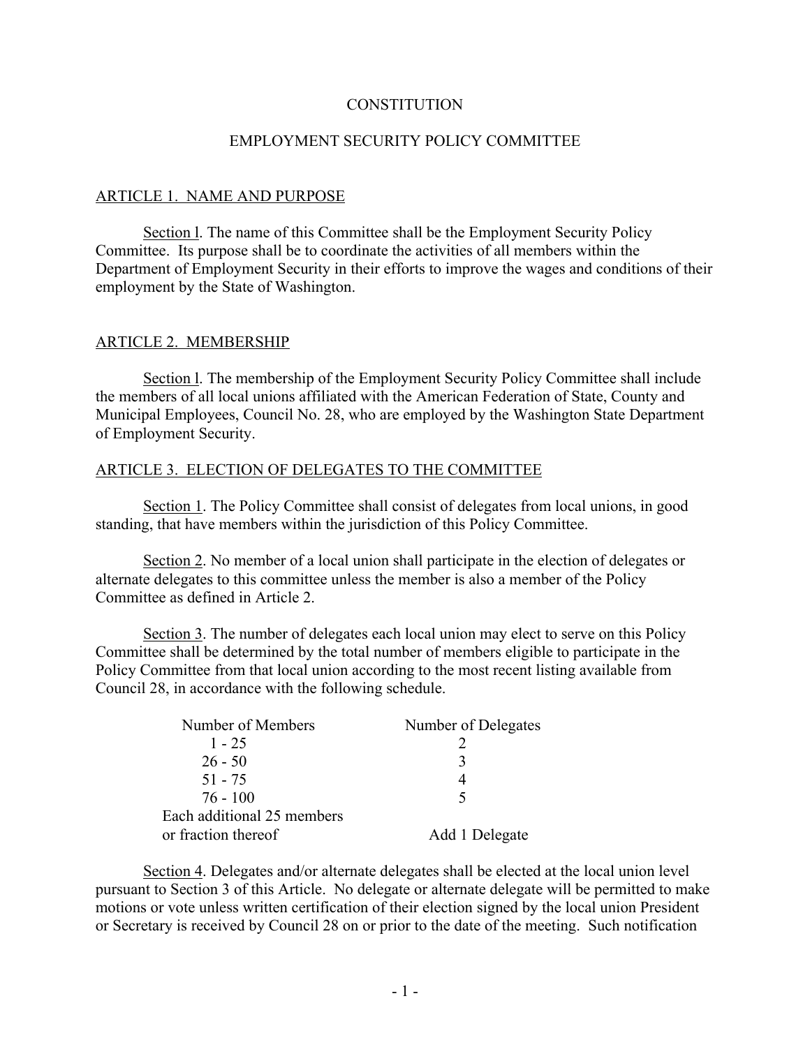CONSTITUTION

EMPLOYMENT SECURITY POLICY COMMITTEE

## ARTICLE 1. NAME AND PURPOSE

Section l. The name of this Committee shall be the Employment Security Policy Committee. Its purpose shall be to coordinate the activities of all members within the Department of Employment Security in their efforts to improve the wages and conditions of their employment by the State of Washington.

## ARTICLE 2. MEMBERSHIP

Section l. The membership of the Employment Security Policy Committee shall include the members of all local unions affiliated with the American Federation of State, County and Municipal Employees, Council No. 28, who are employed by the Washington State Department of Employment Security.

## ARTICLE 3. ELECTION OF DELEGATES TO THE COMMITTEE

Section 1. The Policy Committee shall consist of delegates from local unions, in good standing, that have members within the jurisdiction of this Policy Committee.

Section 2. No member of a local union shall participate in the election of delegates or alternate delegates to this committee unless the member is also a member of the Policy Committee as defined in Article 2.

Section 3. The number of delegates each local union may elect to serve on this Policy Committee shall be determined by the total number of members eligible to participate in the Policy Committee from that local union according to the most recent listing available from Council 28, in accordance with the following schedule.

| Number of Members | Number of Delegates |
|---|---|
| 1 - 25 | 2 |
| 26 - 50 | 3 |
| 51 - 75 | 4 |
| 76 - 100 | 5 |
| Each additional 25 members or fraction thereof | Add 1 Delegate |

Section 4. Delegates and/or alternate delegates shall be elected at the local union level pursuant to Section 3 of this Article. No delegate or alternate delegate will be permitted to make motions or vote unless written certification of their election signed by the local union President or Secretary is received by Council 28 on or prior to the date of the meeting. Such notification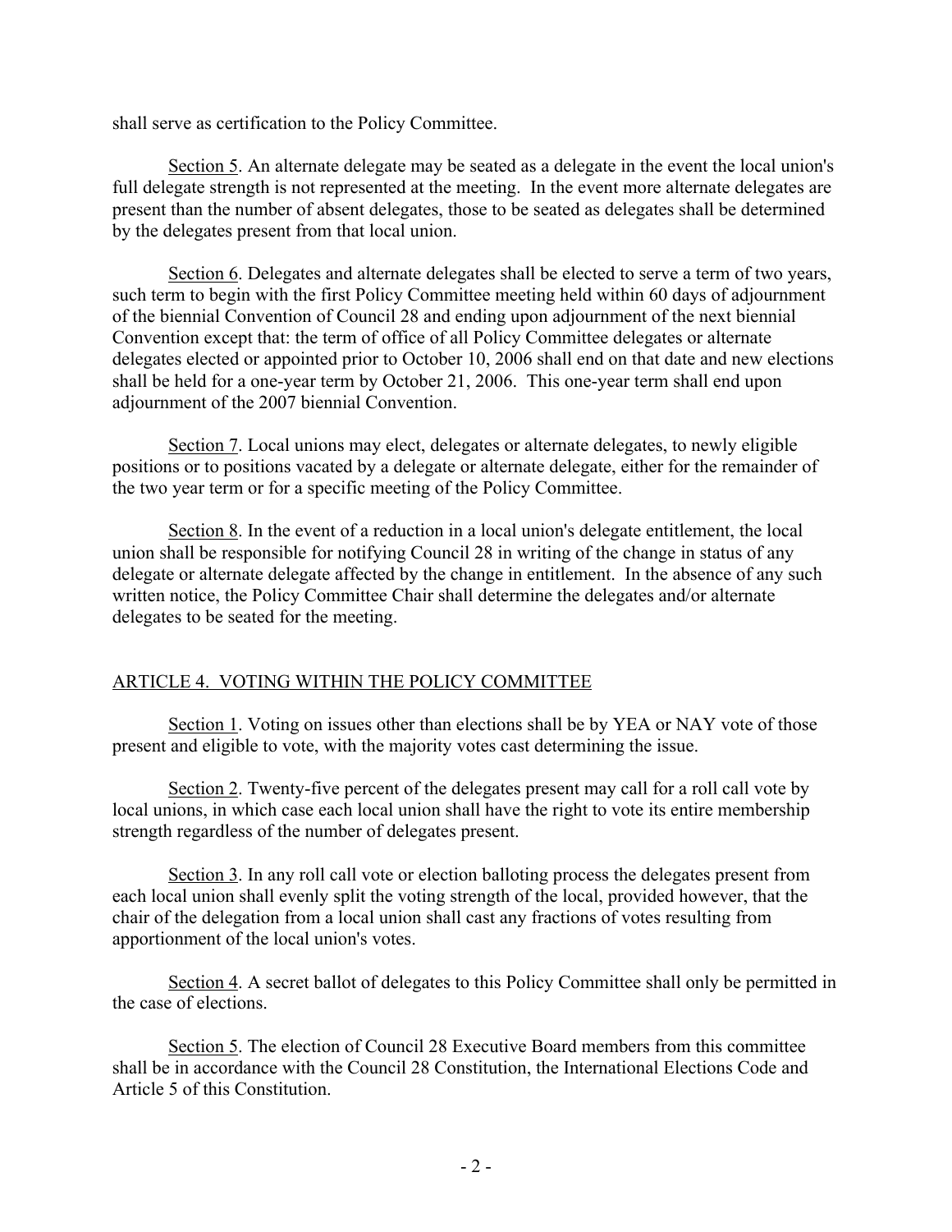shall serve as certification to the Policy Committee.

Section 5. An alternate delegate may be seated as a delegate in the event the local union's full delegate strength is not represented at the meeting. In the event more alternate delegates are present than the number of absent delegates, those to be seated as delegates shall be determined by the delegates present from that local union.

Section 6. Delegates and alternate delegates shall be elected to serve a term of two years, such term to begin with the first Policy Committee meeting held within 60 days of adjournment of the biennial Convention of Council 28 and ending upon adjournment of the next biennial Convention except that: the term of office of all Policy Committee delegates or alternate delegates elected or appointed prior to October 10, 2006 shall end on that date and new elections shall be held for a one-year term by October 21, 2006. This one-year term shall end upon adjournment of the 2007 biennial Convention.

Section 7. Local unions may elect, delegates or alternate delegates, to newly eligible positions or to positions vacated by a delegate or alternate delegate, either for the remainder of the two year term or for a specific meeting of the Policy Committee.

Section 8. In the event of a reduction in a local union's delegate entitlement, the local union shall be responsible for notifying Council 28 in writing of the change in status of any delegate or alternate delegate affected by the change in entitlement. In the absence of any such written notice, the Policy Committee Chair shall determine the delegates and/or alternate delegates to be seated for the meeting.

## ARTICLE 4. VOTING WITHIN THE POLICY COMMITTEE

Section 1. Voting on issues other than elections shall be by YEA or NAY vote of those present and eligible to vote, with the majority votes cast determining the issue.

Section 2. Twenty-five percent of the delegates present may call for a roll call vote by local unions, in which case each local union shall have the right to vote its entire membership strength regardless of the number of delegates present.

Section 3. In any roll call vote or election balloting process the delegates present from each local union shall evenly split the voting strength of the local, provided however, that the chair of the delegation from a local union shall cast any fractions of votes resulting from apportionment of the local union's votes.

Section 4. A secret ballot of delegates to this Policy Committee shall only be permitted in the case of elections.

Section 5. The election of Council 28 Executive Board members from this committee shall be in accordance with the Council 28 Constitution, the International Elections Code and Article 5 of this Constitution.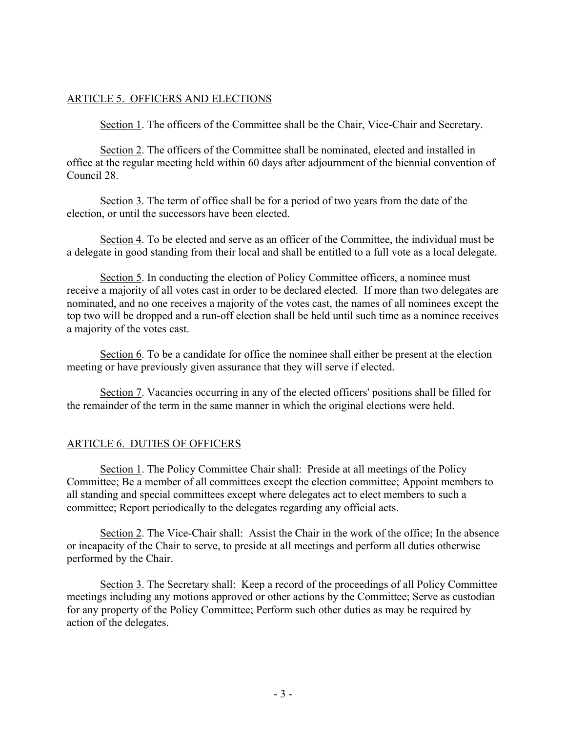## ARTICLE 5. OFFICERS AND ELECTIONS

Section 1. The officers of the Committee shall be the Chair, Vice-Chair and Secretary.

Section 2. The officers of the Committee shall be nominated, elected and installed in office at the regular meeting held within 60 days after adjournment of the biennial convention of Council 28.

Section 3. The term of office shall be for a period of two years from the date of the election, or until the successors have been elected.

Section 4. To be elected and serve as an officer of the Committee, the individual must be a delegate in good standing from their local and shall be entitled to a full vote as a local delegate.

Section 5. In conducting the election of Policy Committee officers, a nominee must receive a majority of all votes cast in order to be declared elected. If more than two delegates are nominated, and no one receives a majority of the votes cast, the names of all nominees except the top two will be dropped and a run-off election shall be held until such time as a nominee receives a majority of the votes cast.

Section 6. To be a candidate for office the nominee shall either be present at the election meeting or have previously given assurance that they will serve if elected.

Section 7. Vacancies occurring in any of the elected officers' positions shall be filled for the remainder of the term in the same manner in which the original elections were held.

## ARTICLE 6. DUTIES OF OFFICERS

Section 1. The Policy Committee Chair shall: Preside at all meetings of the Policy Committee; Be a member of all committees except the election committee; Appoint members to all standing and special committees except where delegates act to elect members to such a committee; Report periodically to the delegates regarding any official acts.

Section 2. The Vice-Chair shall: Assist the Chair in the work of the office; In the absence or incapacity of the Chair to serve, to preside at all meetings and perform all duties otherwise performed by the Chair.

Section 3. The Secretary shall: Keep a record of the proceedings of all Policy Committee meetings including any motions approved or other actions by the Committee; Serve as custodian for any property of the Policy Committee; Perform such other duties as may be required by action of the delegates.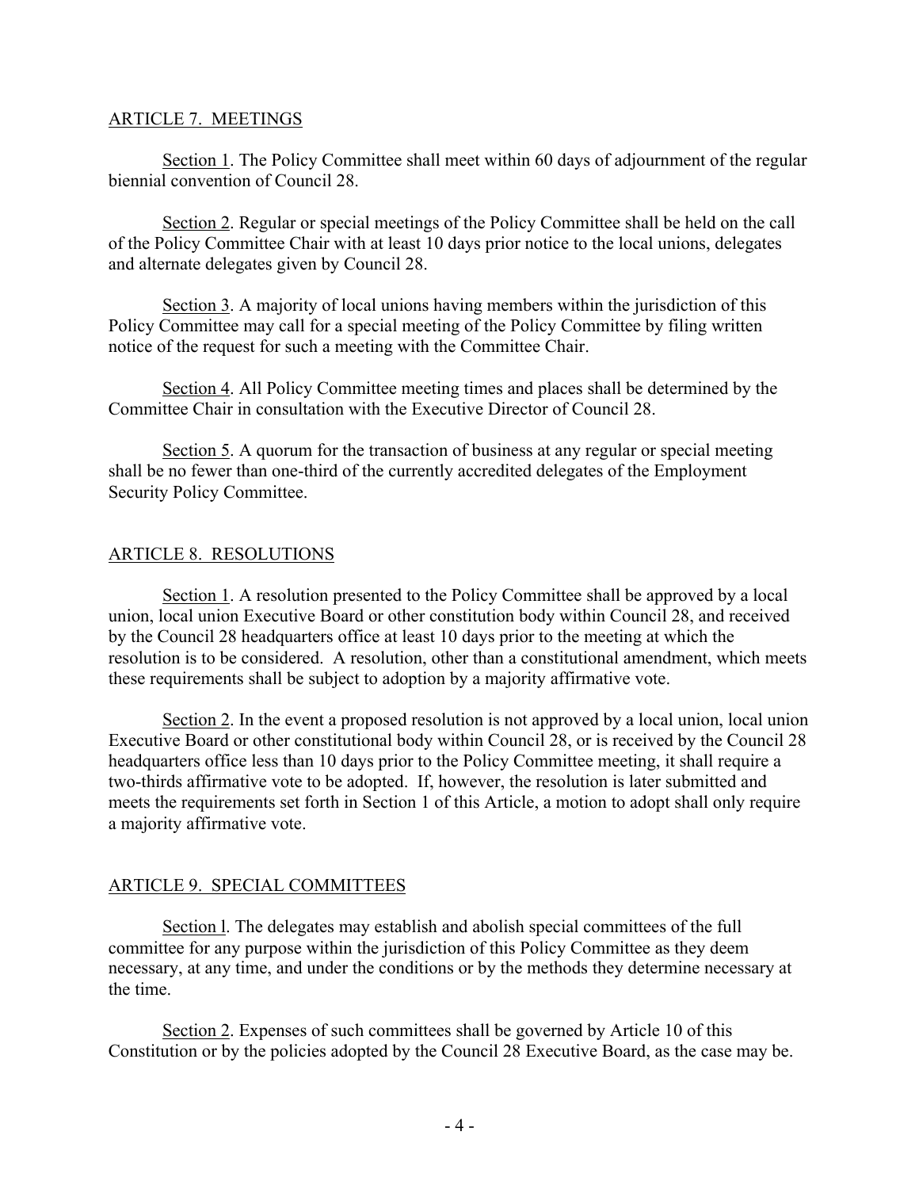## ARTICLE 7. MEETINGS

Section 1. The Policy Committee shall meet within 60 days of adjournment of the regular biennial convention of Council 28.

Section 2. Regular or special meetings of the Policy Committee shall be held on the call of the Policy Committee Chair with at least 10 days prior notice to the local unions, delegates and alternate delegates given by Council 28.

Section 3. A majority of local unions having members within the jurisdiction of this Policy Committee may call for a special meeting of the Policy Committee by filing written notice of the request for such a meeting with the Committee Chair.

Section 4. All Policy Committee meeting times and places shall be determined by the Committee Chair in consultation with the Executive Director of Council 28.

Section 5. A quorum for the transaction of business at any regular or special meeting shall be no fewer than one-third of the currently accredited delegates of the Employment Security Policy Committee.

## ARTICLE 8. RESOLUTIONS

Section 1. A resolution presented to the Policy Committee shall be approved by a local union, local union Executive Board or other constitution body within Council 28, and received by the Council 28 headquarters office at least 10 days prior to the meeting at which the resolution is to be considered. A resolution, other than a constitutional amendment, which meets these requirements shall be subject to adoption by a majority affirmative vote.

Section 2. In the event a proposed resolution is not approved by a local union, local union Executive Board or other constitutional body within Council 28, or is received by the Council 28 headquarters office less than 10 days prior to the Policy Committee meeting, it shall require a two-thirds affirmative vote to be adopted. If, however, the resolution is later submitted and meets the requirements set forth in Section 1 of this Article, a motion to adopt shall only require a majority affirmative vote.

## ARTICLE 9. SPECIAL COMMITTEES

Section l. The delegates may establish and abolish special committees of the full committee for any purpose within the jurisdiction of this Policy Committee as they deem necessary, at any time, and under the conditions or by the methods they determine necessary at the time.

Section 2. Expenses of such committees shall be governed by Article 10 of this Constitution or by the policies adopted by the Council 28 Executive Board, as the case may be.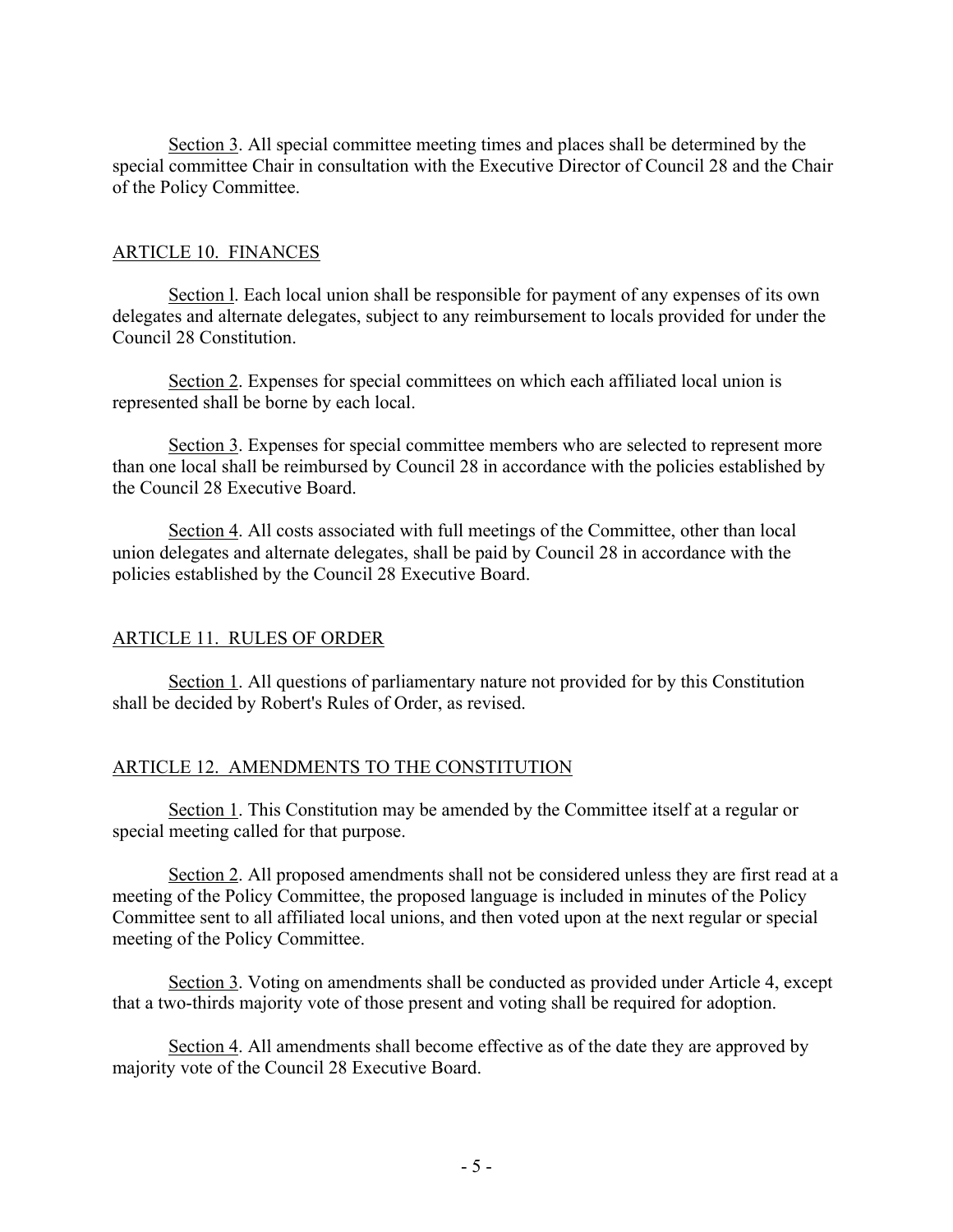Section 3. All special committee meeting times and places shall be determined by the special committee Chair in consultation with the Executive Director of Council 28 and the Chair of the Policy Committee.

## ARTICLE 10. FINANCES

Section l. Each local union shall be responsible for payment of any expenses of its own delegates and alternate delegates, subject to any reimbursement to locals provided for under the Council 28 Constitution.

Section 2. Expenses for special committees on which each affiliated local union is represented shall be borne by each local.

Section 3. Expenses for special committee members who are selected to represent more than one local shall be reimbursed by Council 28 in accordance with the policies established by the Council 28 Executive Board.

Section 4. All costs associated with full meetings of the Committee, other than local union delegates and alternate delegates, shall be paid by Council 28 in accordance with the policies established by the Council 28 Executive Board.

## ARTICLE 11. RULES OF ORDER

Section 1. All questions of parliamentary nature not provided for by this Constitution shall be decided by Robert's Rules of Order, as revised.

## ARTICLE 12. AMENDMENTS TO THE CONSTITUTION

Section 1. This Constitution may be amended by the Committee itself at a regular or special meeting called for that purpose.

Section 2. All proposed amendments shall not be considered unless they are first read at a meeting of the Policy Committee, the proposed language is included in minutes of the Policy Committee sent to all affiliated local unions, and then voted upon at the next regular or special meeting of the Policy Committee.

Section 3. Voting on amendments shall be conducted as provided under Article 4, except that a two-thirds majority vote of those present and voting shall be required for adoption.

Section 4. All amendments shall become effective as of the date they are approved by majority vote of the Council 28 Executive Board.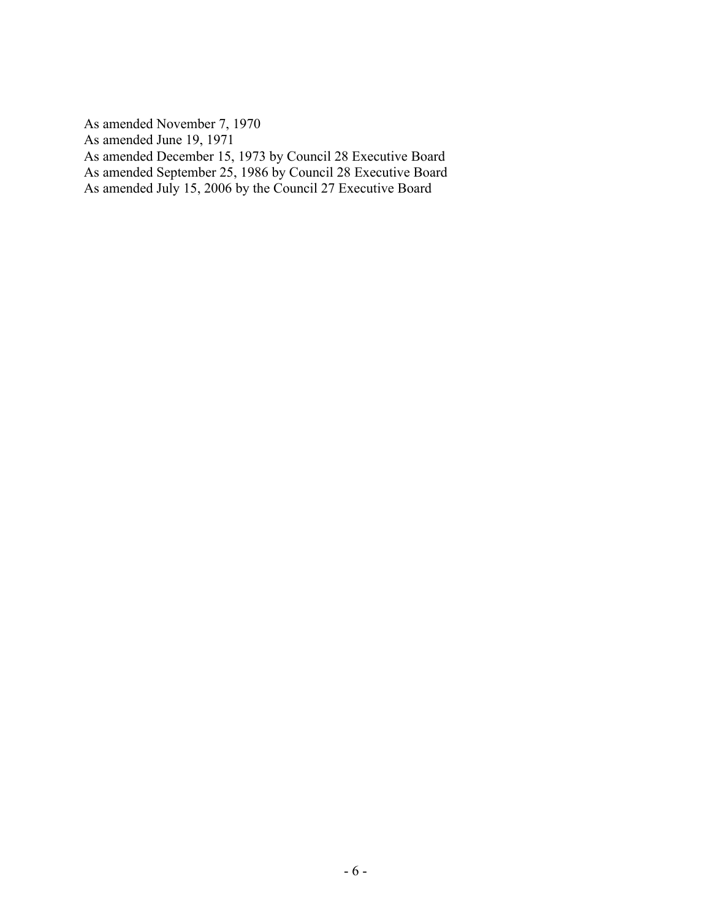As amended November 7, 1970
As amended June 19, 1971
As amended December 15, 1973 by Council 28 Executive Board
As amended September 25, 1986 by Council 28 Executive Board
As amended July 15, 2006 by the Council 27 Executive Board